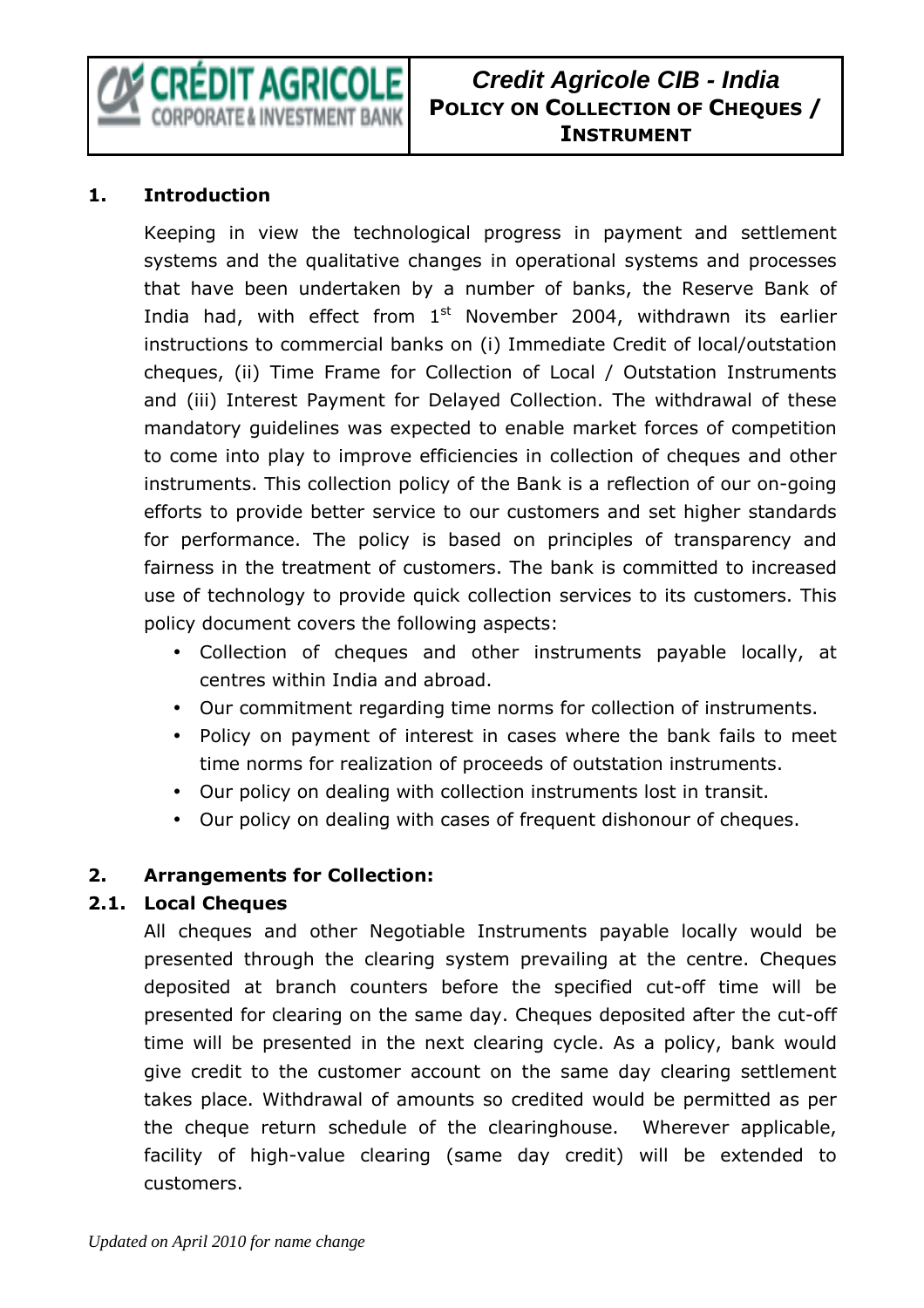# Credit Agricole CIB - India
## POLICY ON COLLECTION OF CHEQUES / INSTRUMENT

## 1. Introduction

Keeping in view the technological progress in payment and settlement systems and the qualitative changes in operational systems and processes that have been undertaken by a number of banks, the Reserve Bank of India had, with effect from 1st November 2004, withdrawn its earlier instructions to commercial banks on (i) Immediate Credit of local/outstation cheques, (ii) Time Frame for Collection of Local / Outstation Instruments and (iii) Interest Payment for Delayed Collection. The withdrawal of these mandatory guidelines was expected to enable market forces of competition to come into play to improve efficiencies in collection of cheques and other instruments. This collection policy of the Bank is a reflection of our on-going efforts to provide better service to our customers and set higher standards for performance. The policy is based on principles of transparency and fairness in the treatment of customers. The bank is committed to increased use of technology to provide quick collection services to its customers. This policy document covers the following aspects:

- Collection of cheques and other instruments payable locally, at centres within India and abroad.
- Our commitment regarding time norms for collection of instruments.
- Policy on payment of interest in cases where the bank fails to meet time norms for realization of proceeds of outstation instruments.
- Our policy on dealing with collection instruments lost in transit.
- Our policy on dealing with cases of frequent dishonour of cheques.

## 2. Arrangements for Collection:

### 2.1. Local Cheques

All cheques and other Negotiable Instruments payable locally would be presented through the clearing system prevailing at the centre. Cheques deposited at branch counters before the specified cut-off time will be presented for clearing on the same day. Cheques deposited after the cut-off time will be presented in the next clearing cycle. As a policy, bank would give credit to the customer account on the same day clearing settlement takes place. Withdrawal of amounts so credited would be permitted as per the cheque return schedule of the clearinghouse. Wherever applicable, facility of high-value clearing (same day credit) will be extended to customers.

*Updated on April 2010 for name change*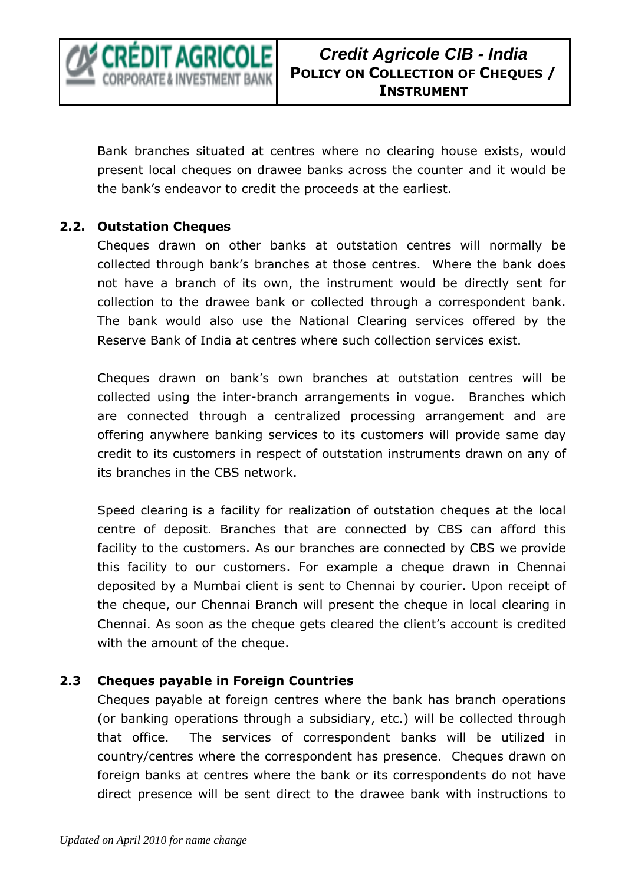Bank branches situated at centres where no clearing house exists, would present local cheques on drawee banks across the counter and it would be the bank's endeavor to credit the proceeds at the earliest.

### 2.2. Outstation Cheques

Cheques drawn on other banks at outstation centres will normally be collected through bank's branches at those centres. Where the bank does not have a branch of its own, the instrument would be directly sent for collection to the drawee bank or collected through a correspondent bank. The bank would also use the National Clearing services offered by the Reserve Bank of India at centres where such collection services exist.

Cheques drawn on bank's own branches at outstation centres will be collected using the inter-branch arrangements in vogue. Branches which are connected through a centralized processing arrangement and are offering anywhere banking services to its customers will provide same day credit to its customers in respect of outstation instruments drawn on any of its branches in the CBS network.

Speed clearing is a facility for realization of outstation cheques at the local centre of deposit. Branches that are connected by CBS can afford this facility to the customers. As our branches are connected by CBS we provide this facility to our customers. For example a cheque drawn in Chennai deposited by a Mumbai client is sent to Chennai by courier. Upon receipt of the cheque, our Chennai Branch will present the cheque in local clearing in Chennai. As soon as the cheque gets cleared the client's account is credited with the amount of the cheque.

### 2.3 Cheques payable in Foreign Countries

Cheques payable at foreign centres where the bank has branch operations (or banking operations through a subsidiary, etc.) will be collected through that office. The services of correspondent banks will be utilized in country/centres where the correspondent has presence. Cheques drawn on foreign banks at centres where the bank or its correspondents do not have direct presence will be sent direct to the drawee bank with instructions to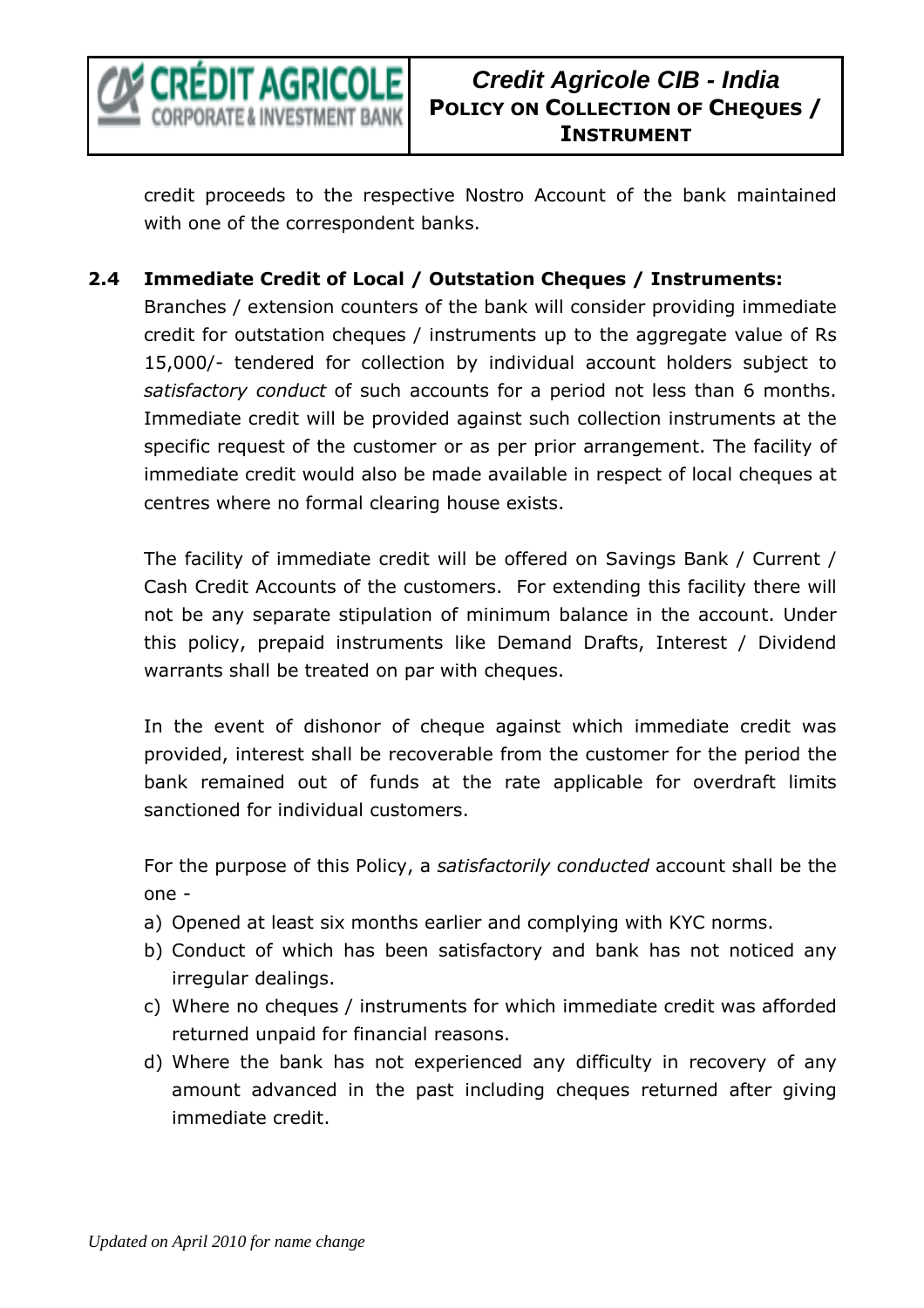credit proceeds to the respective Nostro Account of the bank maintained with one of the correspondent banks.

### 2.4 Immediate Credit of Local / Outstation Cheques / Instruments:

Branches / extension counters of the bank will consider providing immediate credit for outstation cheques / instruments up to the aggregate value of Rs 15,000/- tendered for collection by individual account holders subject to *satisfactory conduct* of such accounts for a period not less than 6 months. Immediate credit will be provided against such collection instruments at the specific request of the customer or as per prior arrangement. The facility of immediate credit would also be made available in respect of local cheques at centres where no formal clearing house exists.

The facility of immediate credit will be offered on Savings Bank / Current / Cash Credit Accounts of the customers. For extending this facility there will not be any separate stipulation of minimum balance in the account. Under this policy, prepaid instruments like Demand Drafts, Interest / Dividend warrants shall be treated on par with cheques.

In the event of dishonor of cheque against which immediate credit was provided, interest shall be recoverable from the customer for the period the bank remained out of funds at the rate applicable for overdraft limits sanctioned for individual customers.

For the purpose of this Policy, a *satisfactorily conducted* account shall be the one -

a) Opened at least six months earlier and complying with KYC norms.
b) Conduct of which has been satisfactory and bank has not noticed any irregular dealings.
c) Where no cheques / instruments for which immediate credit was afforded returned unpaid for financial reasons.
d) Where the bank has not experienced any difficulty in recovery of any amount advanced in the past including cheques returned after giving immediate credit.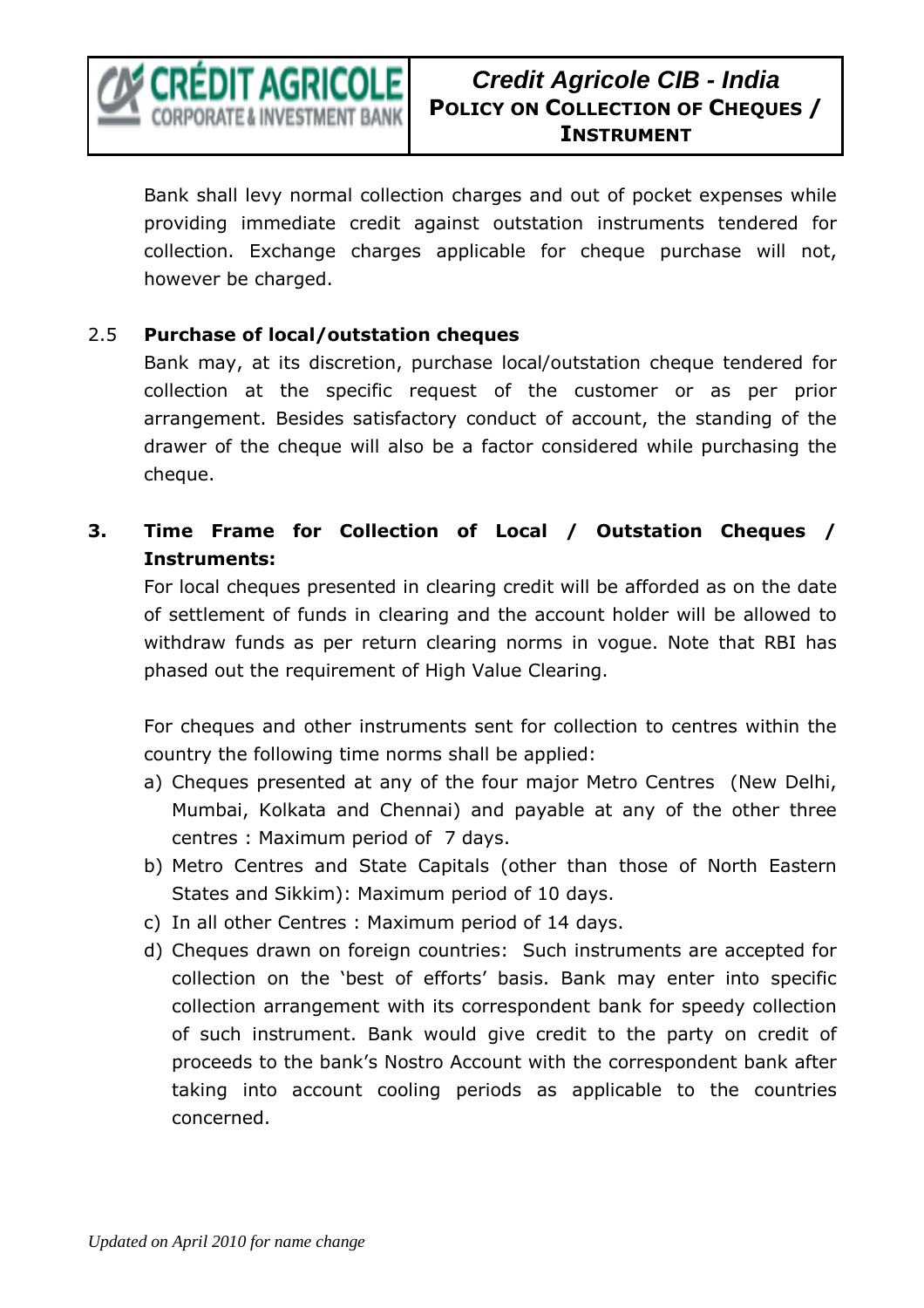Bank shall levy normal collection charges and out of pocket expenses while providing immediate credit against outstation instruments tendered for collection. Exchange charges applicable for cheque purchase will not, however be charged.

### 2.5 Purchase of local/outstation cheques

Bank may, at its discretion, purchase local/outstation cheque tendered for collection at the specific request of the customer or as per prior arrangement. Besides satisfactory conduct of account, the standing of the drawer of the cheque will also be a factor considered while purchasing the cheque.

## 3. Time Frame for Collection of Local / Outstation Cheques / Instruments:

For local cheques presented in clearing credit will be afforded as on the date of settlement of funds in clearing and the account holder will be allowed to withdraw funds as per return clearing norms in vogue. Note that RBI has phased out the requirement of High Value Clearing.

For cheques and other instruments sent for collection to centres within the country the following time norms shall be applied:

a) Cheques presented at any of the four major Metro Centres (New Delhi, Mumbai, Kolkata and Chennai) and payable at any of the other three centres : Maximum period of 7 days.
b) Metro Centres and State Capitals (other than those of North Eastern States and Sikkim): Maximum period of 10 days.
c) In all other Centres : Maximum period of 14 days.
d) Cheques drawn on foreign countries: Such instruments are accepted for collection on the 'best of efforts' basis. Bank may enter into specific collection arrangement with its correspondent bank for speedy collection of such instrument. Bank would give credit to the party on credit of proceeds to the bank's Nostro Account with the correspondent bank after taking into account cooling periods as applicable to the countries concerned.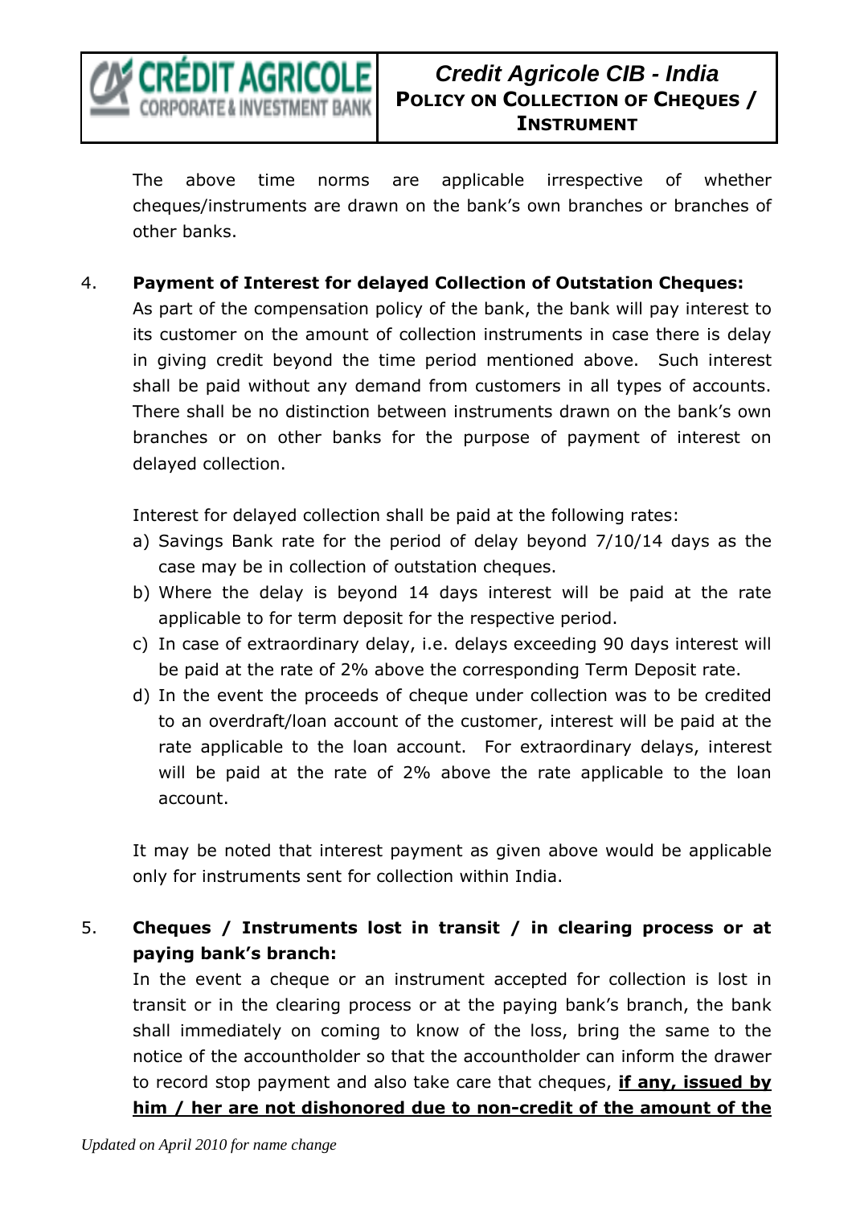The above time norms are applicable irrespective of whether cheques/instruments are drawn on the bank's own branches or branches of other banks.

4. **Payment of Interest for delayed Collection of Outstation Cheques:**

   As part of the compensation policy of the bank, the bank will pay interest to its customer on the amount of collection instruments in case there is delay in giving credit beyond the time period mentioned above. Such interest shall be paid without any demand from customers in all types of accounts. There shall be no distinction between instruments drawn on the bank's own branches or on other banks for the purpose of payment of interest on delayed collection.

   Interest for delayed collection shall be paid at the following rates:

   a) Savings Bank rate for the period of delay beyond 7/10/14 days as the case may be in collection of outstation cheques.
   b) Where the delay is beyond 14 days interest will be paid at the rate applicable to for term deposit for the respective period.
   c) In case of extraordinary delay, i.e. delays exceeding 90 days interest will be paid at the rate of 2% above the corresponding Term Deposit rate.
   d) In the event the proceeds of cheque under collection was to be credited to an overdraft/loan account of the customer, interest will be paid at the rate applicable to the loan account. For extraordinary delays, interest will be paid at the rate of 2% above the rate applicable to the loan account.

   It may be noted that interest payment as given above would be applicable only for instruments sent for collection within India.

5. **Cheques / Instruments lost in transit / in clearing process or at paying bank's branch:**

   In the event a cheque or an instrument accepted for collection is lost in transit or in the clearing process or at the paying bank's branch, the bank shall immediately on coming to know of the loss, bring the same to the notice of the accountholder so that the accountholder can inform the drawer to record stop payment and also take care that cheques, **<u>if any, issued by him / her are not dishonored due to non-credit of the amount of the</u>**

*Updated on April 2010 for name change*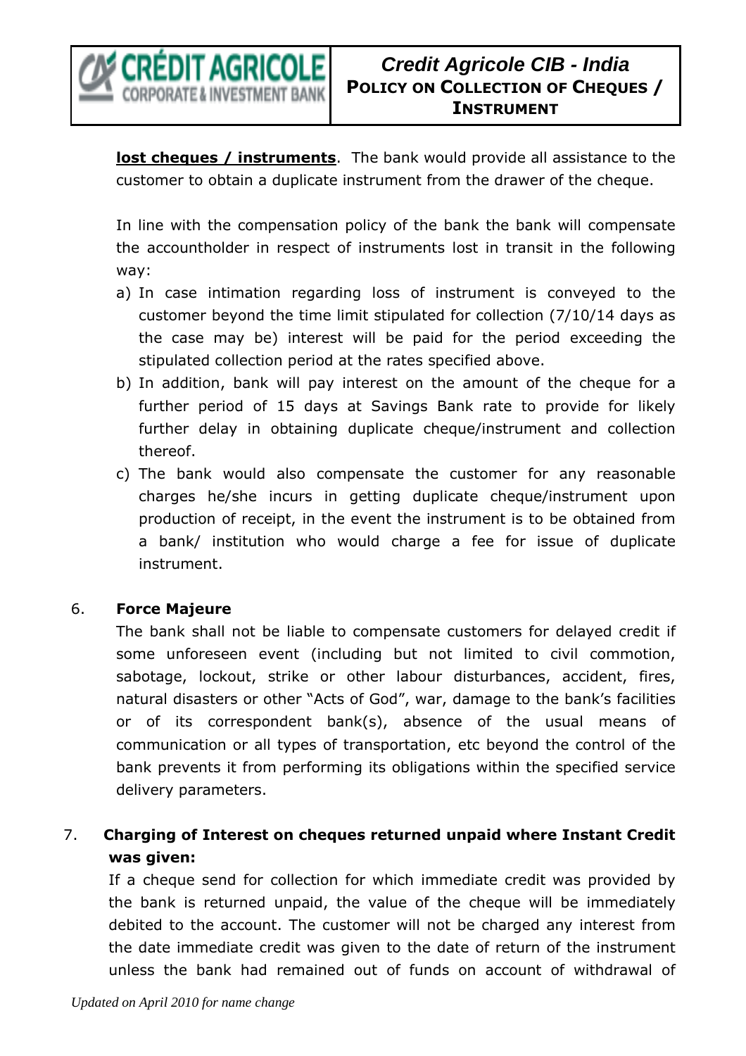**lost cheques / instruments**. The bank would provide all assistance to the customer to obtain a duplicate instrument from the drawer of the cheque.

In line with the compensation policy of the bank the bank will compensate the accountholder in respect of instruments lost in transit in the following way:

a) In case intimation regarding loss of instrument is conveyed to the customer beyond the time limit stipulated for collection (7/10/14 days as the case may be) interest will be paid for the period exceeding the stipulated collection period at the rates specified above.
b) In addition, bank will pay interest on the amount of the cheque for a further period of 15 days at Savings Bank rate to provide for likely further delay in obtaining duplicate cheque/instrument and collection thereof.
c) The bank would also compensate the customer for any reasonable charges he/she incurs in getting duplicate cheque/instrument upon production of receipt, in the event the instrument is to be obtained from a bank/ institution who would charge a fee for issue of duplicate instrument.

6. **Force Majeure**

The bank shall not be liable to compensate customers for delayed credit if some unforeseen event (including but not limited to civil commotion, sabotage, lockout, strike or other labour disturbances, accident, fires, natural disasters or other "Acts of God", war, damage to the bank's facilities or of its correspondent bank(s), absence of the usual means of communication or all types of transportation, etc beyond the control of the bank prevents it from performing its obligations within the specified service delivery parameters.

7. **Charging of Interest on cheques returned unpaid where Instant Credit was given:**

If a cheque send for collection for which immediate credit was provided by the bank is returned unpaid, the value of the cheque will be immediately debited to the account. The customer will not be charged any interest from the date immediate credit was given to the date of return of the instrument unless the bank had remained out of funds on account of withdrawal of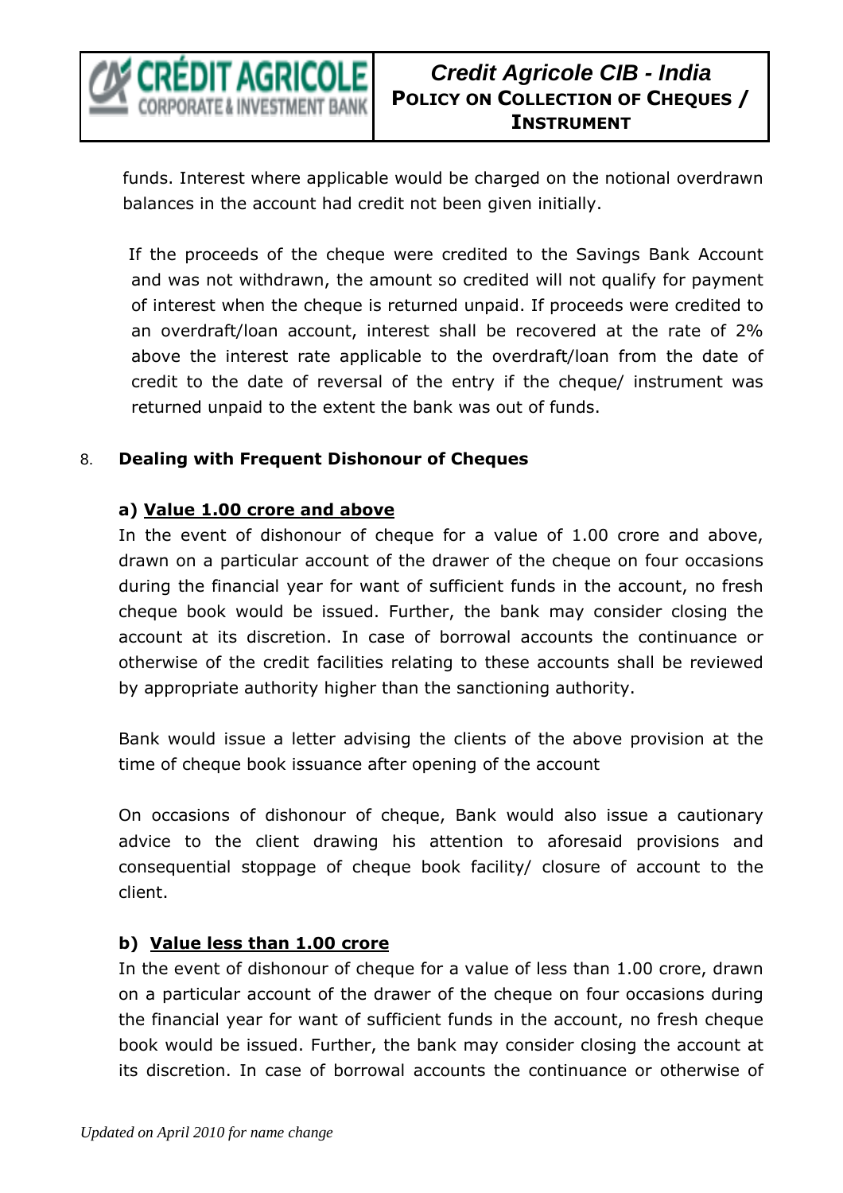funds. Interest where applicable would be charged on the notional overdrawn balances in the account had credit not been given initially.

If the proceeds of the cheque were credited to the Savings Bank Account and was not withdrawn, the amount so credited will not qualify for payment of interest when the cheque is returned unpaid. If proceeds were credited to an overdraft/loan account, interest shall be recovered at the rate of 2% above the interest rate applicable to the overdraft/loan from the date of credit to the date of reversal of the entry if the cheque/ instrument was returned unpaid to the extent the bank was out of funds.

8. **Dealing with Frequent Dishonour of Cheques**

**a) Value 1.00 crore and above**

In the event of dishonour of cheque for a value of 1.00 crore and above, drawn on a particular account of the drawer of the cheque on four occasions during the financial year for want of sufficient funds in the account, no fresh cheque book would be issued. Further, the bank may consider closing the account at its discretion. In case of borrowal accounts the continuance or otherwise of the credit facilities relating to these accounts shall be reviewed by appropriate authority higher than the sanctioning authority.

Bank would issue a letter advising the clients of the above provision at the time of cheque book issuance after opening of the account

On occasions of dishonour of cheque, Bank would also issue a cautionary advice to the client drawing his attention to aforesaid provisions and consequential stoppage of cheque book facility/ closure of account to the client.

**b) Value less than 1.00 crore**

In the event of dishonour of cheque for a value of less than 1.00 crore, drawn on a particular account of the drawer of the cheque on four occasions during the financial year for want of sufficient funds in the account, no fresh cheque book would be issued. Further, the bank may consider closing the account at its discretion. In case of borrowal accounts the continuance or otherwise of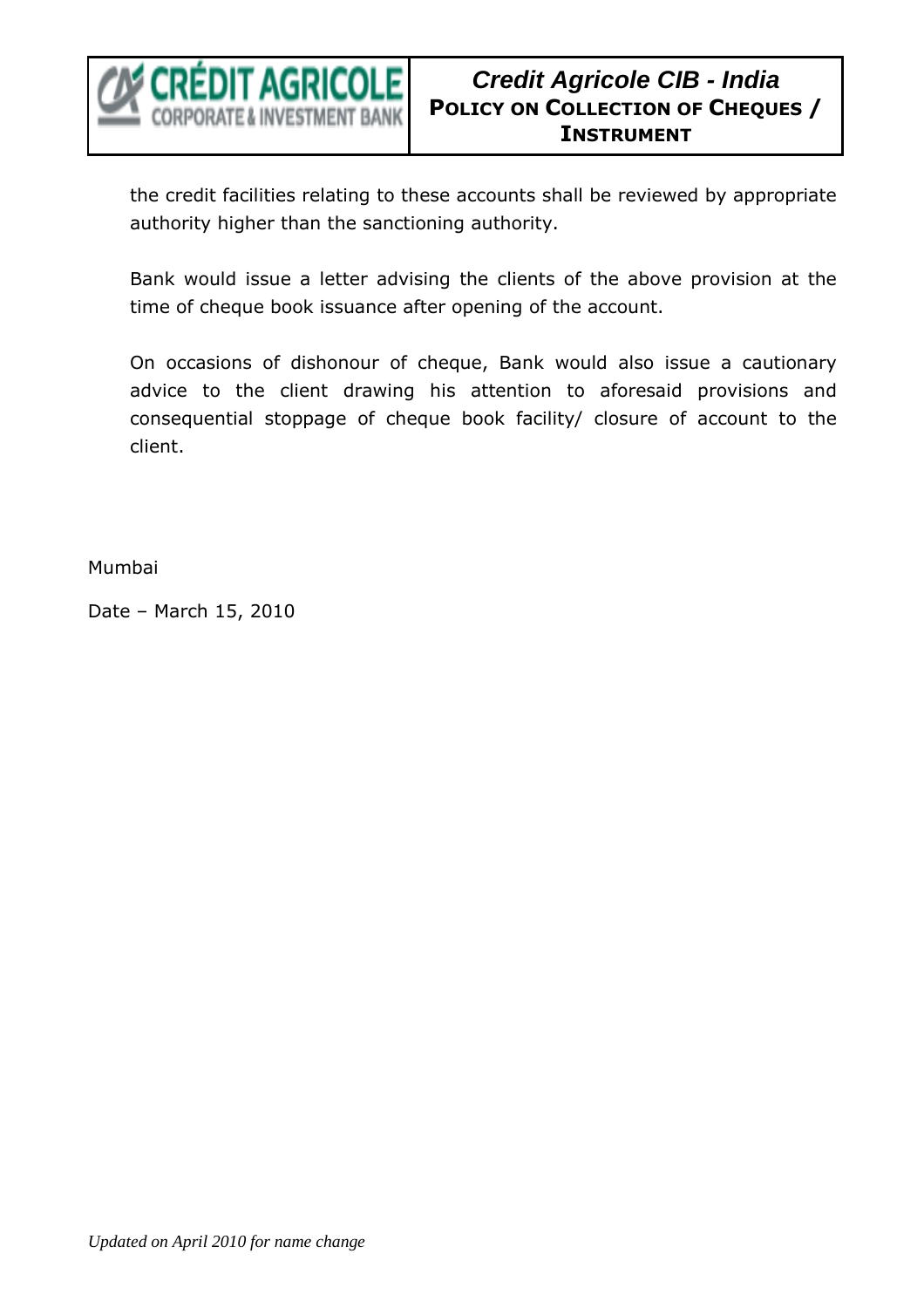the credit facilities relating to these accounts shall be reviewed by appropriate authority higher than the sanctioning authority.

Bank would issue a letter advising the clients of the above provision at the time of cheque book issuance after opening of the account.

On occasions of dishonour of cheque, Bank would also issue a cautionary advice to the client drawing his attention to aforesaid provisions and consequential stoppage of cheque book facility/ closure of account to the client.

Mumbai

Date – March 15, 2010

*Updated on April 2010 for name change*